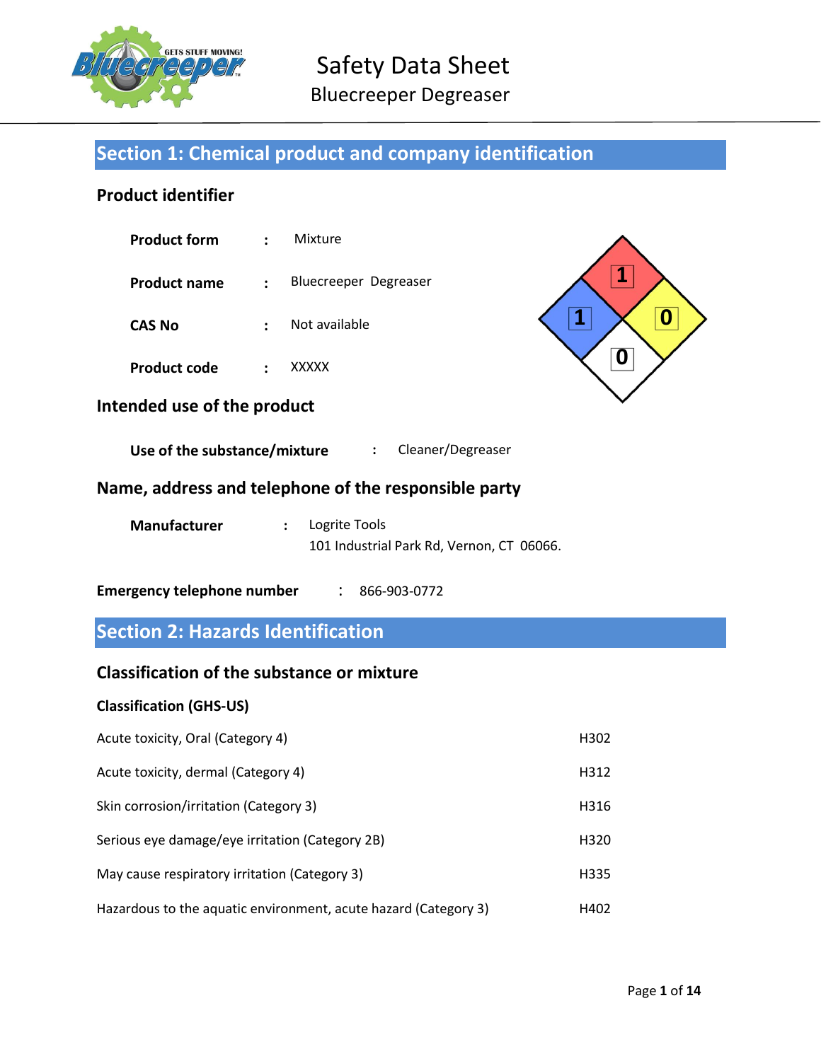# Safety Data Sheet

## Bluecreeper Degreaser

## Section 1: Chemical product and company identification

### Product identifier

**Product form** : Mixture

**Product name** : Bluecreeper Degreaser

**CAS No** : Not available

**Product code** : XXXXX

### Intended use of the product

**Use of the substance/mixture** : Cleaner/Degreaser

### Name, address and telephone of the responsible party

**Manufacturer** : Logrite Tools
101 Industrial Park Rd, Vernon, CT 06066.

**Emergency telephone number** : 866-903-0772

## Section 2: Hazards Identification

### Classification of the substance or mixture

**Classification (GHS-US)**

| Classification | Hazard statement |
| --- | --- |
| Acute toxicity, Oral (Category 4) | H302 |
| Acute toxicity, dermal (Category 4) | H312 |
| Skin corrosion/irritation (Category 3) | H316 |
| Serious eye damage/eye irritation (Category 2B) | H320 |
| May cause respiratory irritation (Category 3) | H335 |
| Hazardous to the aquatic environment, acute hazard (Category 3) | H402 |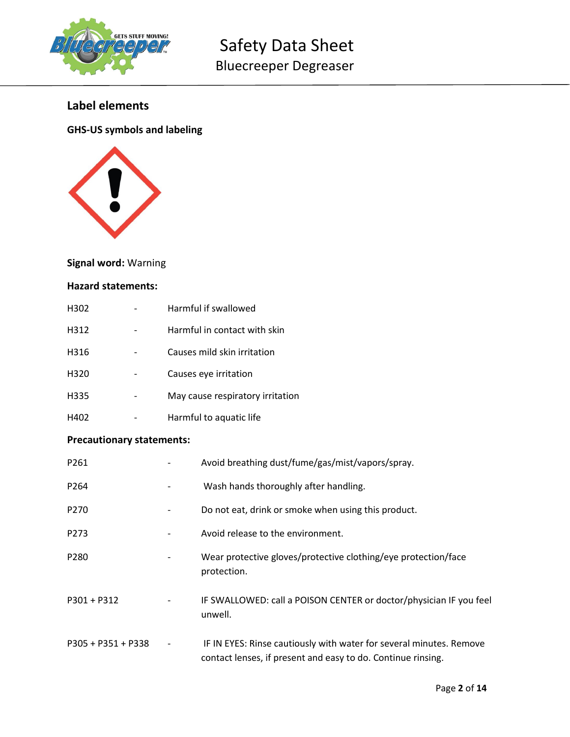## Label elements

### GHS-US symbols and labeling

**Signal word:** Warning

**Hazard statements:**

| | | |
|---|---|---|
| H302 | - | Harmful if swallowed |
| H312 | - | Harmful in contact with skin |
| H316 | - | Causes mild skin irritation |
| H320 | - | Causes eye irritation |
| H335 | - | May cause respiratory irritation |
| H402 | - | Harmful to aquatic life |

**Precautionary statements:**

| | | |
|---|---|---|
| P261 | - | Avoid breathing dust/fume/gas/mist/vapors/spray. |
| P264 | - | Wash hands thoroughly after handling. |
| P270 | - | Do not eat, drink or smoke when using this product. |
| P273 | - | Avoid release to the environment. |
| P280 | - | Wear protective gloves/protective clothing/eye protection/face protection. |
| P301 + P312 | - | IF SWALLOWED: call a POISON CENTER or doctor/physician IF you feel unwell. |
| P305 + P351 + P338 | - | IF IN EYES: Rinse cautiously with water for several minutes. Remove contact lenses, if present and easy to do. Continue rinsing. |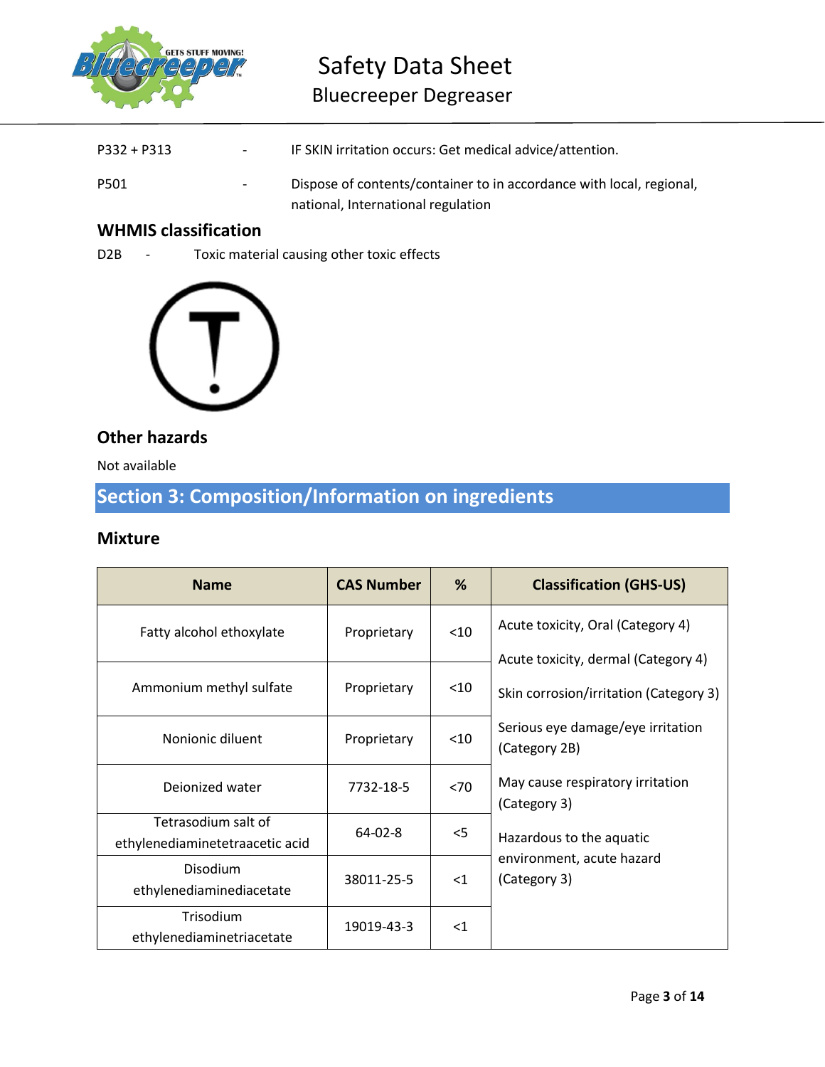| | | |
|---|---|---|
| P332 + P313 | - | IF SKIN irritation occurs: Get medical advice/attention. |
| P501 | - | Dispose of contents/container to in accordance with local, regional, national, International regulation |

### WHMIS classification

D2B - Toxic material causing other toxic effects

### Other hazards

Not available

## Section 3: Composition/Information on ingredients

### Mixture

| Name | CAS Number | % | Classification (GHS-US) |
|---|---|---|---|
| Fatty alcohol ethoxylate | Proprietary | <10 | Acute toxicity, Oral (Category 4)<br>Acute toxicity, dermal (Category 4)<br>Skin corrosion/irritation (Category 3)<br>Serious eye damage/eye irritation (Category 2B)<br>May cause respiratory irritation (Category 3)<br>Hazardous to the aquatic environment, acute hazard (Category 3) |
| Ammonium methyl sulfate | Proprietary | <10 | |
| Nonionic diluent | Proprietary | <10 | |
| Deionized water | 7732-18-5 | <70 | |
| Tetrasodium salt of ethylenediaminetetraacetic acid | 64-02-8 | <5 | |
| Disodium ethylenediaminediacetate | 38011-25-5 | <1 | |
| Trisodium ethylenediaminetriacetate | 19019-43-3 | <1 | |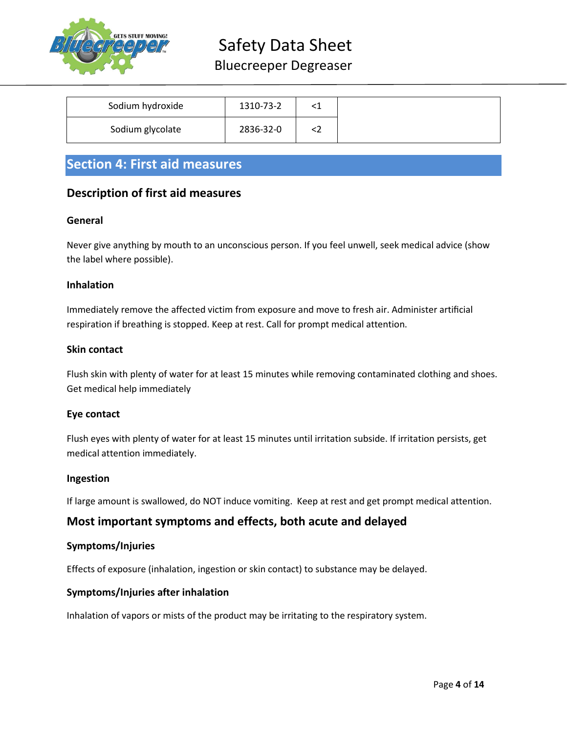| Sodium hydroxide | 1310-73-2 | <1 | |
|---|---|---|---|
| Sodium glycolate | 2836-32-0 | <2 | |

## Section 4: First aid measures

### Description of first aid measures

#### General

Never give anything by mouth to an unconscious person. If you feel unwell, seek medical advice (show the label where possible).

#### Inhalation

Immediately remove the affected victim from exposure and move to fresh air. Administer artificial respiration if breathing is stopped. Keep at rest. Call for prompt medical attention.

#### Skin contact

Flush skin with plenty of water for at least 15 minutes while removing contaminated clothing and shoes. Get medical help immediately

#### Eye contact

Flush eyes with plenty of water for at least 15 minutes until irritation subside. If irritation persists, get medical attention immediately.

#### Ingestion

If large amount is swallowed, do NOT induce vomiting. Keep at rest and get prompt medical attention.

### Most important symptoms and effects, both acute and delayed

#### Symptoms/Injuries

Effects of exposure (inhalation, ingestion or skin contact) to substance may be delayed.

#### Symptoms/Injuries after inhalation

Inhalation of vapors or mists of the product may be irritating to the respiratory system.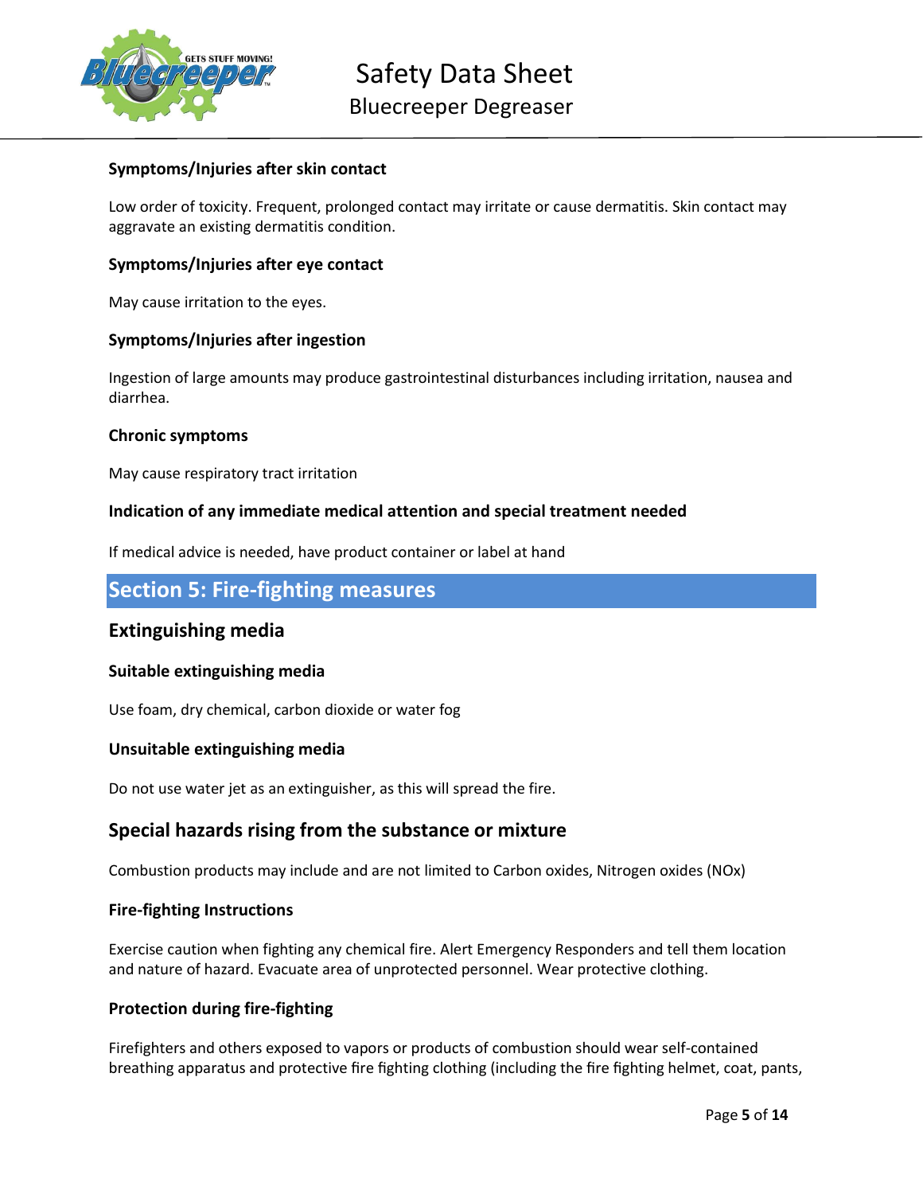### Symptoms/Injuries after skin contact

Low order of toxicity. Frequent, prolonged contact may irritate or cause dermatitis. Skin contact may aggravate an existing dermatitis condition.

### Symptoms/Injuries after eye contact

May cause irritation to the eyes.

### Symptoms/Injuries after ingestion

Ingestion of large amounts may produce gastrointestinal disturbances including irritation, nausea and diarrhea.

### Chronic symptoms

May cause respiratory tract irritation

### Indication of any immediate medical attention and special treatment needed

If medical advice is needed, have product container or label at hand

# Section 5: Fire-fighting measures

## Extinguishing media

### Suitable extinguishing media

Use foam, dry chemical, carbon dioxide or water fog

### Unsuitable extinguishing media

Do not use water jet as an extinguisher, as this will spread the fire.

## Special hazards rising from the substance or mixture

Combustion products may include and are not limited to Carbon oxides, Nitrogen oxides (NOx)

### Fire-fighting Instructions

Exercise caution when fighting any chemical fire. Alert Emergency Responders and tell them location and nature of hazard. Evacuate area of unprotected personnel. Wear protective clothing.

### Protection during fire-fighting

Firefighters and others exposed to vapors or products of combustion should wear self-contained breathing apparatus and protective fire fighting clothing (including the fire fighting helmet, coat, pants,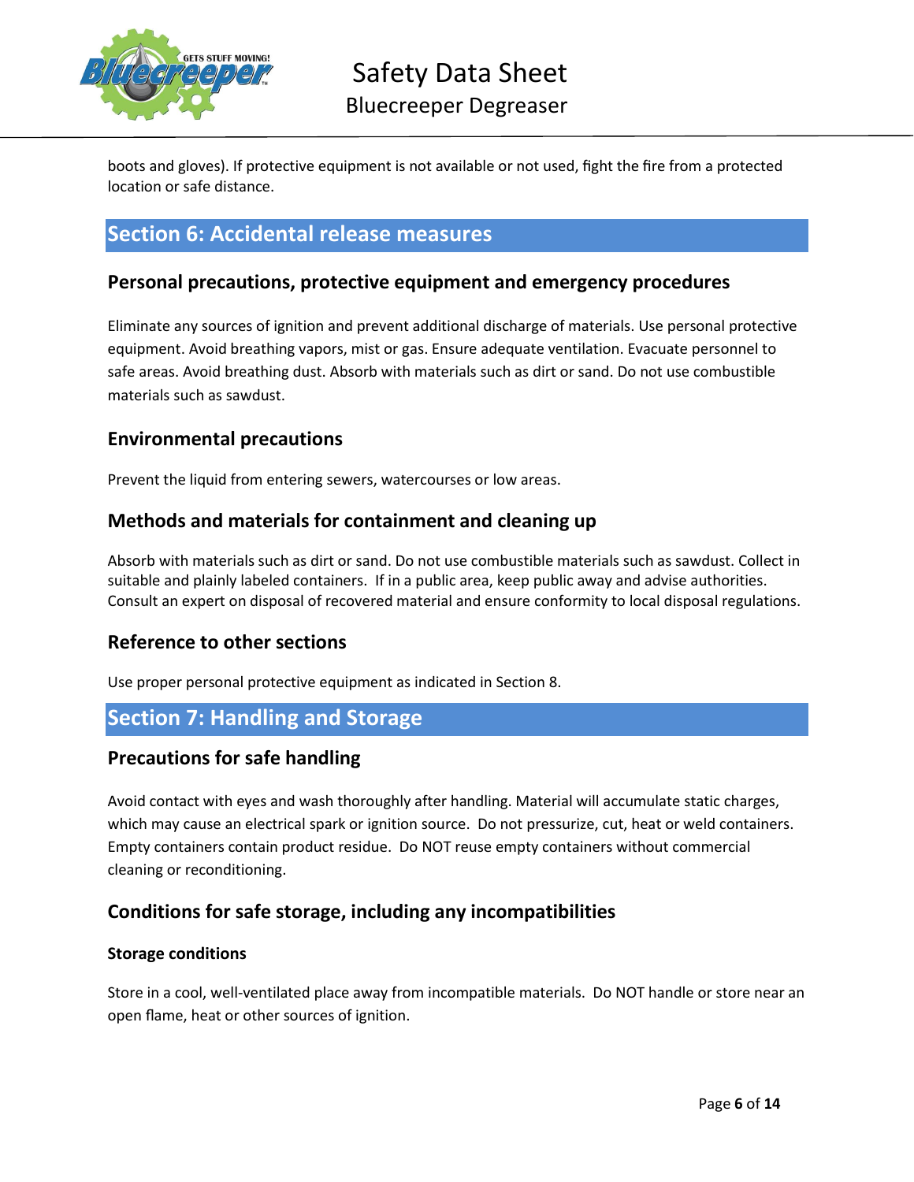boots and gloves). If protective equipment is not available or not used, fight the fire from a protected location or safe distance.

## Section 6: Accidental release measures

### Personal precautions, protective equipment and emergency procedures

Eliminate any sources of ignition and prevent additional discharge of materials. Use personal protective equipment. Avoid breathing vapors, mist or gas. Ensure adequate ventilation. Evacuate personnel to safe areas. Avoid breathing dust. Absorb with materials such as dirt or sand. Do not use combustible materials such as sawdust.

### Environmental precautions

Prevent the liquid from entering sewers, watercourses or low areas.

### Methods and materials for containment and cleaning up

Absorb with materials such as dirt or sand. Do not use combustible materials such as sawdust. Collect in suitable and plainly labeled containers. If in a public area, keep public away and advise authorities. Consult an expert on disposal of recovered material and ensure conformity to local disposal regulations.

### Reference to other sections

Use proper personal protective equipment as indicated in Section 8.

## Section 7: Handling and Storage

### Precautions for safe handling

Avoid contact with eyes and wash thoroughly after handling. Material will accumulate static charges, which may cause an electrical spark or ignition source. Do not pressurize, cut, heat or weld containers. Empty containers contain product residue. Do NOT reuse empty containers without commercial cleaning or reconditioning.

### Conditions for safe storage, including any incompatibilities

#### Storage conditions

Store in a cool, well-ventilated place away from incompatible materials. Do NOT handle or store near an open flame, heat or other sources of ignition.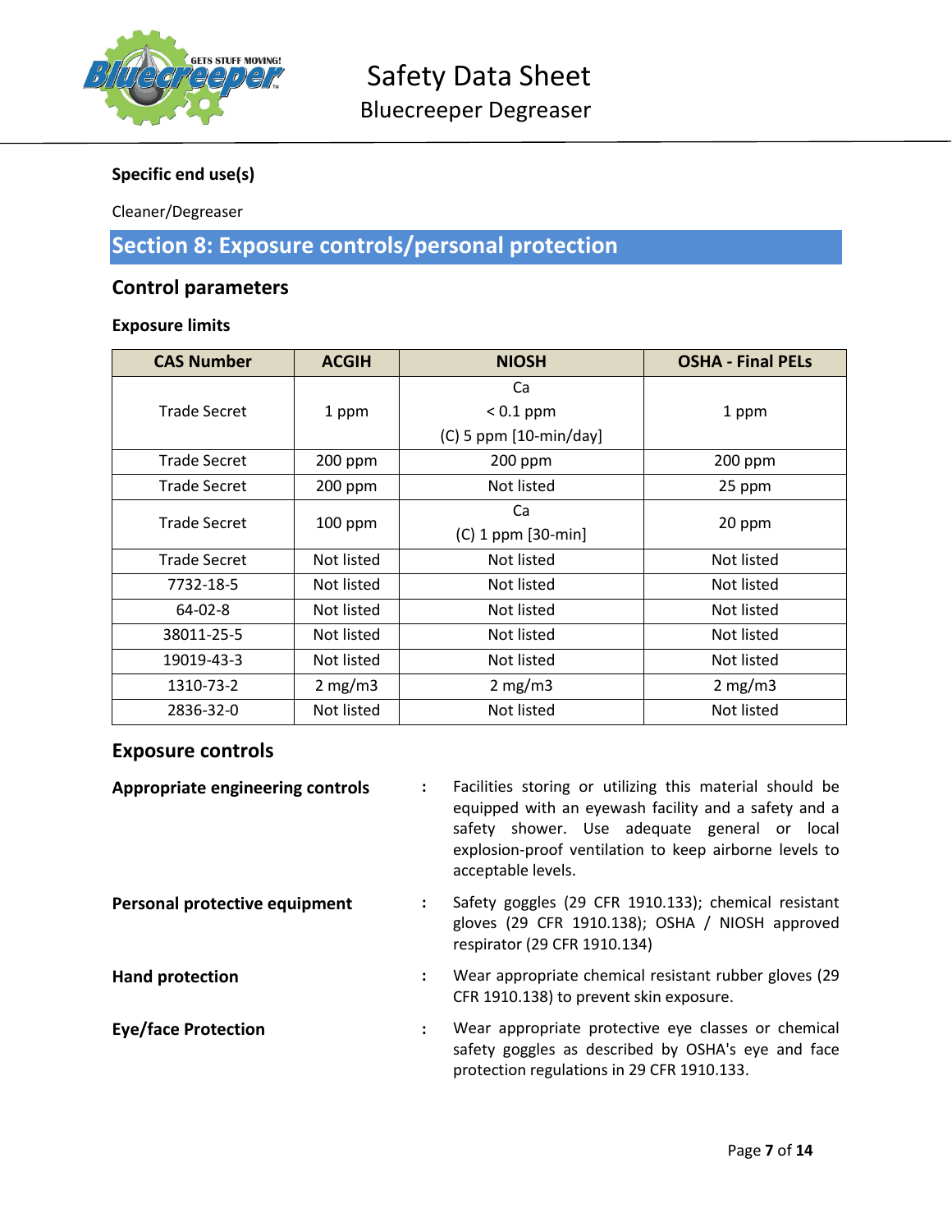### Specific end use(s)

Cleaner/Degreaser

## Section 8: Exposure controls/personal protection

### Control parameters

#### Exposure limits

| CAS Number | ACGIH | NIOSH | OSHA - Final PELs |
|---|---|---|---|
| Trade Secret | 1 ppm | Ca<br>< 0.1 ppm<br>(C) 5 ppm [10-min/day] | 1 ppm |
| Trade Secret | 200 ppm | 200 ppm | 200 ppm |
| Trade Secret | 200 ppm | Not listed | 25 ppm |
| Trade Secret | 100 ppm | Ca<br>(C) 1 ppm [30-min] | 20 ppm |
| Trade Secret | Not listed | Not listed | Not listed |
| 7732-18-5 | Not listed | Not listed | Not listed |
| 64-02-8 | Not listed | Not listed | Not listed |
| 38011-25-5 | Not listed | Not listed | Not listed |
| 19019-43-3 | Not listed | Not listed | Not listed |
| 1310-73-2 | 2 mg/m3 | 2 mg/m3 | 2 mg/m3 |
| 2836-32-0 | Not listed | Not listed | Not listed |

### Exposure controls

**Appropriate engineering controls** : Facilities storing or utilizing this material should be equipped with an eyewash facility and a safety and a safety shower. Use adequate general or local explosion-proof ventilation to keep airborne levels to acceptable levels.

**Personal protective equipment** : Safety goggles (29 CFR 1910.133); chemical resistant gloves (29 CFR 1910.138); OSHA / NIOSH approved respirator (29 CFR 1910.134)

**Hand protection** : Wear appropriate chemical resistant rubber gloves (29 CFR 1910.138) to prevent skin exposure.

**Eye/face Protection** : Wear appropriate protective eye classes or chemical safety goggles as described by OSHA's eye and face protection regulations in 29 CFR 1910.133.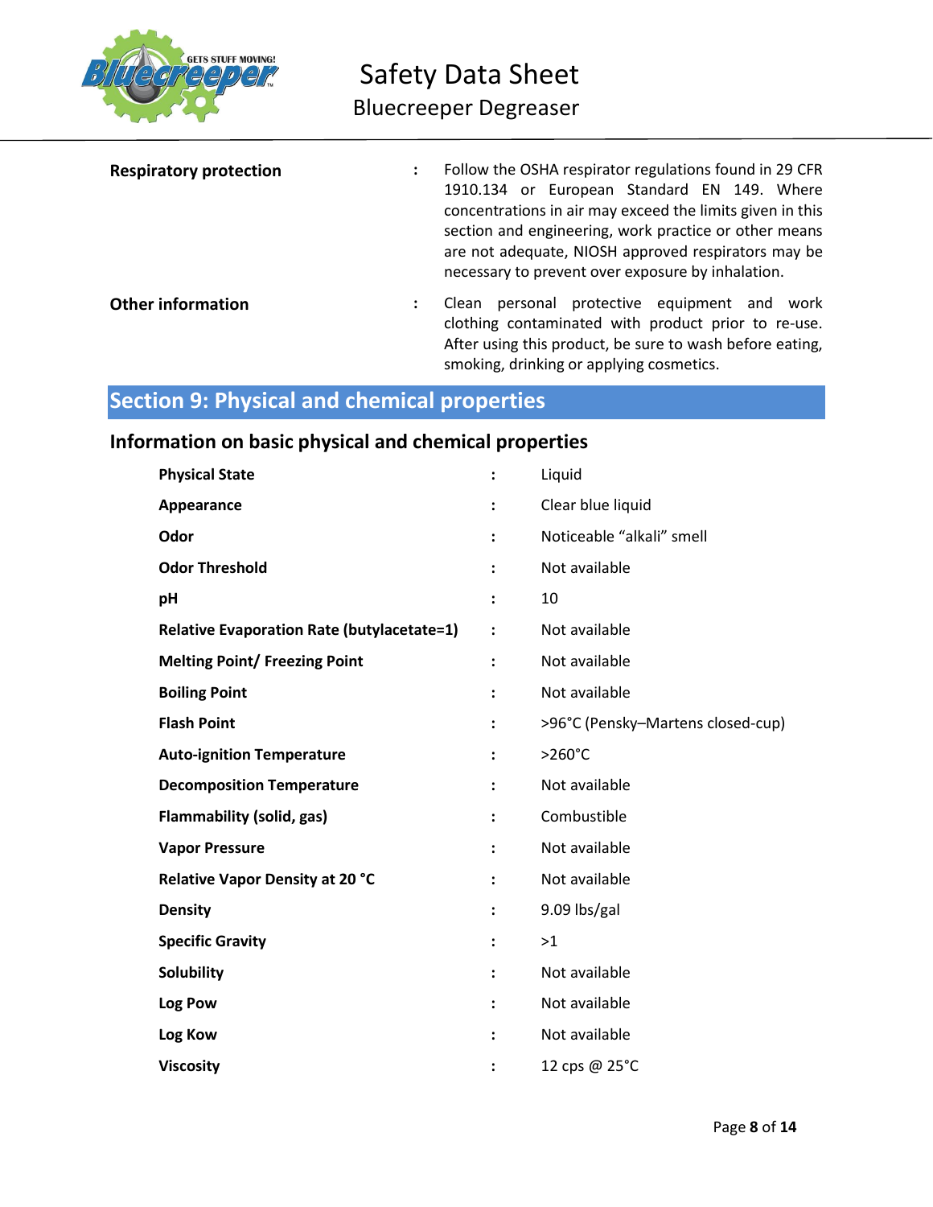| | | |
|---|---|---|
| **Respiratory protection** | : | Follow the OSHA respirator regulations found in 29 CFR 1910.134 or European Standard EN 149. Where concentrations in air may exceed the limits given in this section and engineering, work practice or other means are not adequate, NIOSH approved respirators may be necessary to prevent over exposure by inhalation. |
| **Other information** | : | Clean personal protective equipment and work clothing contaminated with product prior to re-use. After using this product, be sure to wash before eating, smoking, drinking or applying cosmetics. |

## Section 9: Physical and chemical properties

### Information on basic physical and chemical properties

| | | |
|---|---|---|
| **Physical State** | : | Liquid |
| **Appearance** | : | Clear blue liquid |
| **Odor** | : | Noticeable “alkali” smell |
| **Odor Threshold** | : | Not available |
| **pH** | : | 10 |
| **Relative Evaporation Rate (butylacetate=1)** | : | Not available |
| **Melting Point/ Freezing Point** | : | Not available |
| **Boiling Point** | : | Not available |
| **Flash Point** | : | >96°C (Pensky–Martens closed-cup) |
| **Auto-ignition Temperature** | : | >260°C |
| **Decomposition Temperature** | : | Not available |
| **Flammability (solid, gas)** | : | Combustible |
| **Vapor Pressure** | : | Not available |
| **Relative Vapor Density at 20 °C** | : | Not available |
| **Density** | : | 9.09 lbs/gal |
| **Specific Gravity** | : | >1 |
| **Solubility** | : | Not available |
| **Log Pow** | : | Not available |
| **Log Kow** | : | Not available |
| **Viscosity** | : | 12 cps @ 25°C |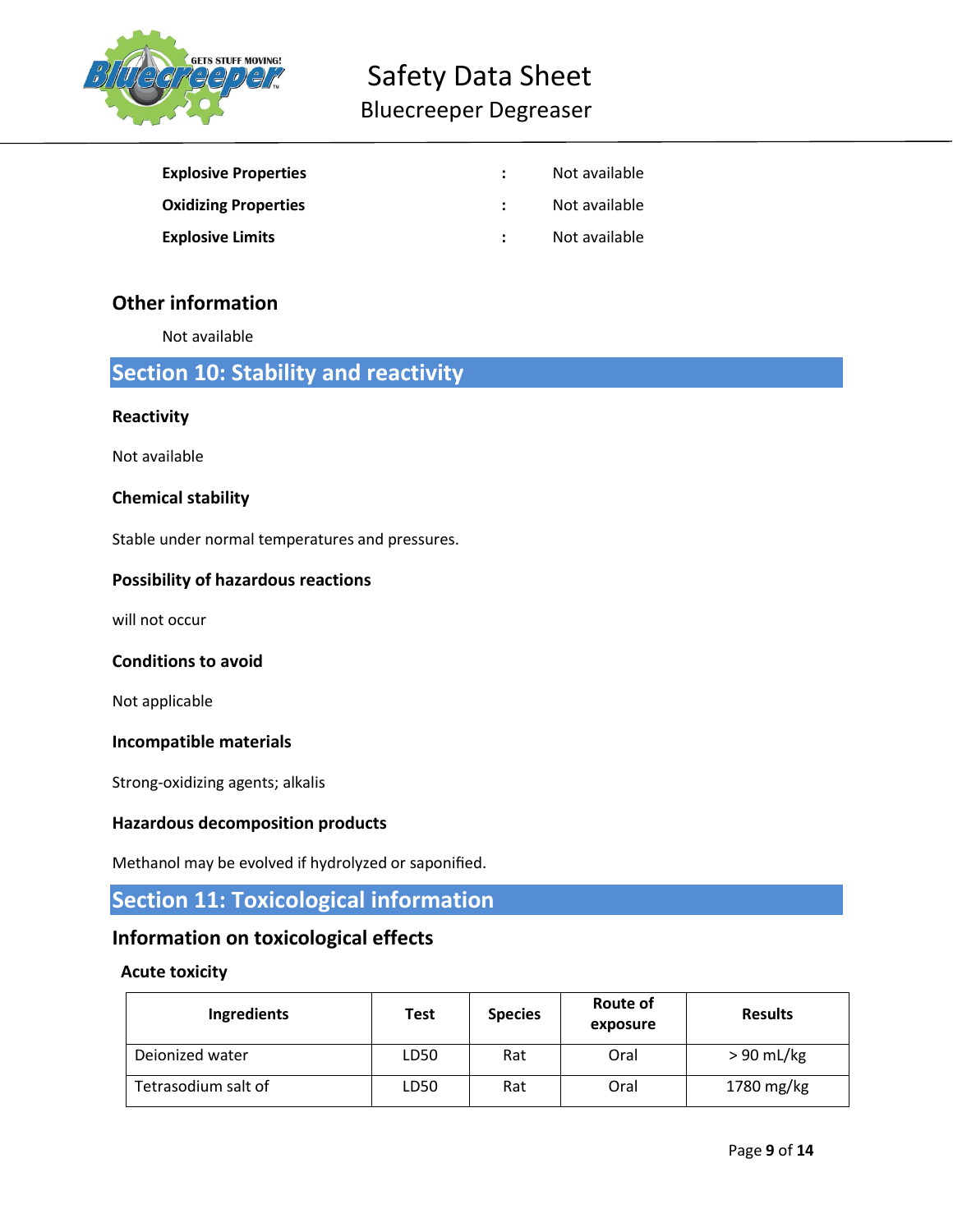| | | |
|---|---|---|
| **Explosive Properties** | : | Not available |
| **Oxidizing Properties** | : | Not available |
| **Explosive Limits** | : | Not available |

## Other information

Not available

# Section 10: Stability and reactivity

### Reactivity

Not available

### Chemical stability

Stable under normal temperatures and pressures.

### Possibility of hazardous reactions

will not occur

### Conditions to avoid

Not applicable

### Incompatible materials

Strong-oxidizing agents; alkalis

### Hazardous decomposition products

Methanol may be evolved if hydrolyzed or saponified.

# Section 11: Toxicological information

## Information on toxicological effects

### Acute toxicity

| Ingredients | Test | Species | Route of exposure | Results |
|---|---|---|---|---|
| Deionized water | LD50 | Rat | Oral | > 90 mL/kg |
| Tetrasodium salt of | LD50 | Rat | Oral | 1780 mg/kg |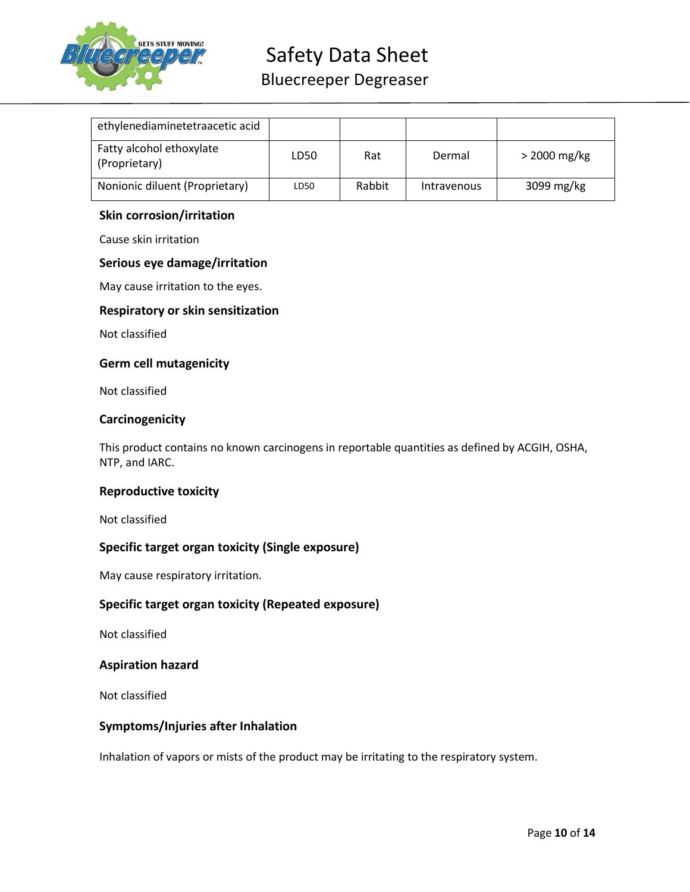| ethylenediaminetetraacetic acid | | | | |
|---|---|---|---|---|
| Fatty alcohol ethoxylate (Proprietary) | LD50 | Rat | Dermal | > 2000 mg/kg |
| Nonionic diluent (Proprietary) | LD50 | Rabbit | Intravenous | 3099 mg/kg |

### Skin corrosion/irritation

Cause skin irritation

### Serious eye damage/irritation

May cause irritation to the eyes.

### Respiratory or skin sensitization

Not classified

### Germ cell mutagenicity

Not classified

### Carcinogenicity

This product contains no known carcinogens in reportable quantities as defined by ACGIH, OSHA, NTP, and IARC.

### Reproductive toxicity

Not classified

### Specific target organ toxicity (Single exposure)

May cause respiratory irritation.

### Specific target organ toxicity (Repeated exposure)

Not classified

### Aspiration hazard

Not classified

### Symptoms/Injuries after Inhalation

Inhalation of vapors or mists of the product may be irritating to the respiratory system.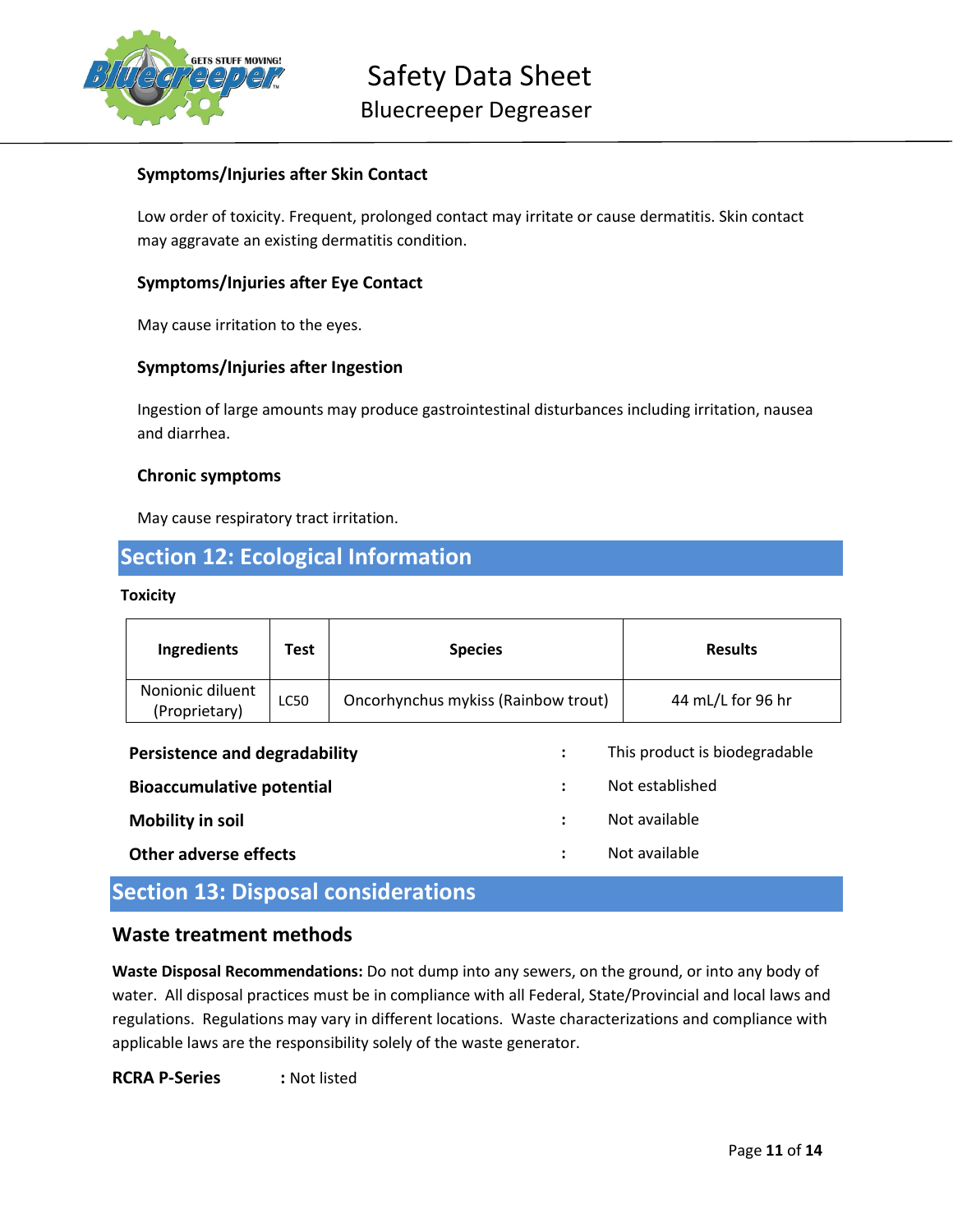### Symptoms/Injuries after Skin Contact

Low order of toxicity. Frequent, prolonged contact may irritate or cause dermatitis. Skin contact may aggravate an existing dermatitis condition.

### Symptoms/Injuries after Eye Contact

May cause irritation to the eyes.

### Symptoms/Injuries after Ingestion

Ingestion of large amounts may produce gastrointestinal disturbances including irritation, nausea and diarrhea.

### Chronic symptoms

May cause respiratory tract irritation.

## Section 12: Ecological Information

**Toxicity**

| Ingredients | Test | Species | Results |
|---|---|---|---|
| Nonionic diluent (Proprietary) | LC50 | Oncorhynchus mykiss (Rainbow trout) | 44 mL/L for 96 hr |

| | | |
|---|---|---|
| **Persistence and degradability** | : | This product is biodegradable |
| **Bioaccumulative potential** | : | Not established |
| **Mobility in soil** | : | Not available |
| **Other adverse effects** | : | Not available |

## Section 13: Disposal considerations

### Waste treatment methods

**Waste Disposal Recommendations:** Do not dump into any sewers, on the ground, or into any body of water. All disposal practices must be in compliance with all Federal, State/Provincial and local laws and regulations. Regulations may vary in different locations. Waste characterizations and compliance with applicable laws are the responsibility solely of the waste generator.

**RCRA P-Series** **:** Not listed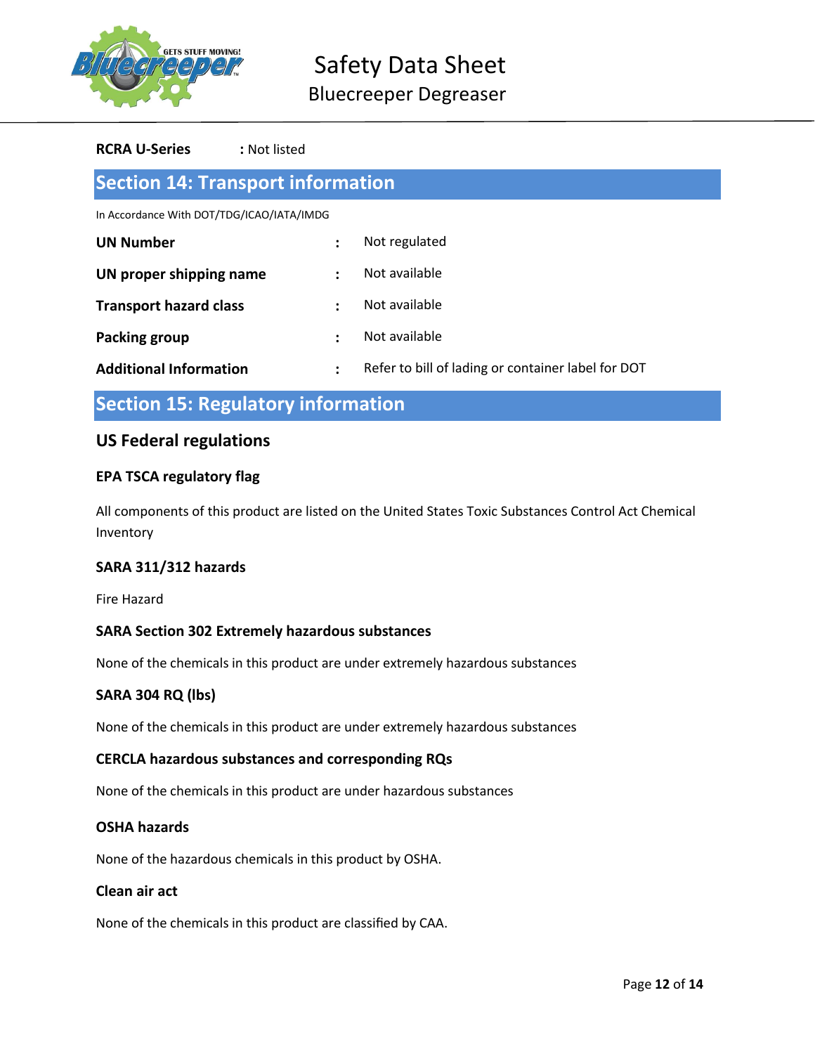**RCRA U-Series** : Not listed

## Section 14: Transport information

In Accordance With DOT/TDG/ICAO/IATA/IMDG

| | | |
|---|---|---|
| **UN Number** | : | Not regulated |
| **UN proper shipping name** | : | Not available |
| **Transport hazard class** | : | Not available |
| **Packing group** | : | Not available |
| **Additional Information** | : | Refer to bill of lading or container label for DOT |

## Section 15: Regulatory information

### US Federal regulations

**EPA TSCA regulatory flag**

All components of this product are listed on the United States Toxic Substances Control Act Chemical Inventory

**SARA 311/312 hazards**

Fire Hazard

**SARA Section 302 Extremely hazardous substances**

None of the chemicals in this product are under extremely hazardous substances

**SARA 304 RQ (lbs)**

None of the chemicals in this product are under extremely hazardous substances

**CERCLA hazardous substances and corresponding RQs**

None of the chemicals in this product are under hazardous substances

**OSHA hazards**

None of the hazardous chemicals in this product by OSHA.

**Clean air act**

None of the chemicals in this product are classified by CAA.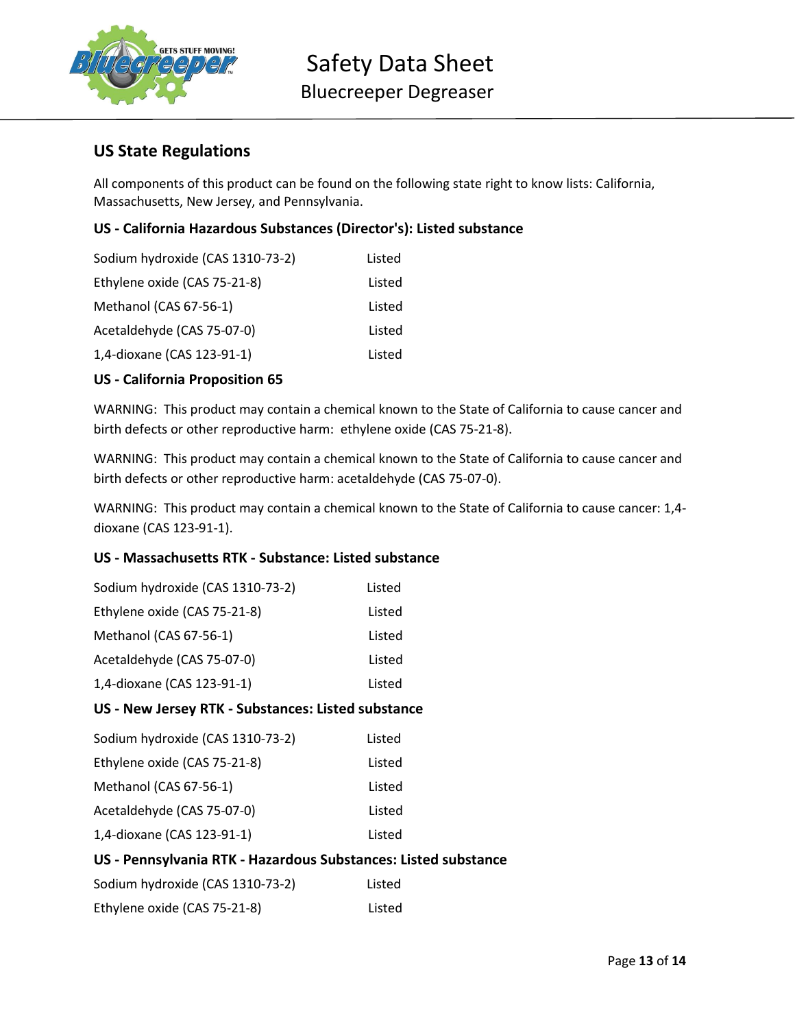## US State Regulations

All components of this product can be found on the following state right to know lists: California, Massachusetts, New Jersey, and Pennsylvania.

### US - California Hazardous Substances (Director's): Listed substance

| | |
|---|---|
| Sodium hydroxide (CAS 1310-73-2) | Listed |
| Ethylene oxide (CAS 75-21-8) | Listed |
| Methanol (CAS 67-56-1) | Listed |
| Acetaldehyde (CAS 75-07-0) | Listed |
| 1,4-dioxane (CAS 123-91-1) | Listed |

### US - California Proposition 65

WARNING: This product may contain a chemical known to the State of California to cause cancer and birth defects or other reproductive harm: ethylene oxide (CAS 75-21-8).

WARNING: This product may contain a chemical known to the State of California to cause cancer and birth defects or other reproductive harm: acetaldehyde (CAS 75-07-0).

WARNING: This product may contain a chemical known to the State of California to cause cancer: 1,4-dioxane (CAS 123-91-1).

### US - Massachusetts RTK - Substance: Listed substance

| | |
|---|---|
| Sodium hydroxide (CAS 1310-73-2) | Listed |
| Ethylene oxide (CAS 75-21-8) | Listed |
| Methanol (CAS 67-56-1) | Listed |
| Acetaldehyde (CAS 75-07-0) | Listed |
| 1,4-dioxane (CAS 123-91-1) | Listed |

### US - New Jersey RTK - Substances: Listed substance

| | |
|---|---|
| Sodium hydroxide (CAS 1310-73-2) | Listed |
| Ethylene oxide (CAS 75-21-8) | Listed |
| Methanol (CAS 67-56-1) | Listed |
| Acetaldehyde (CAS 75-07-0) | Listed |
| 1,4-dioxane (CAS 123-91-1) | Listed |

### US - Pennsylvania RTK - Hazardous Substances: Listed substance

| | |
|---|---|
| Sodium hydroxide (CAS 1310-73-2) | Listed |
| Ethylene oxide (CAS 75-21-8) | Listed |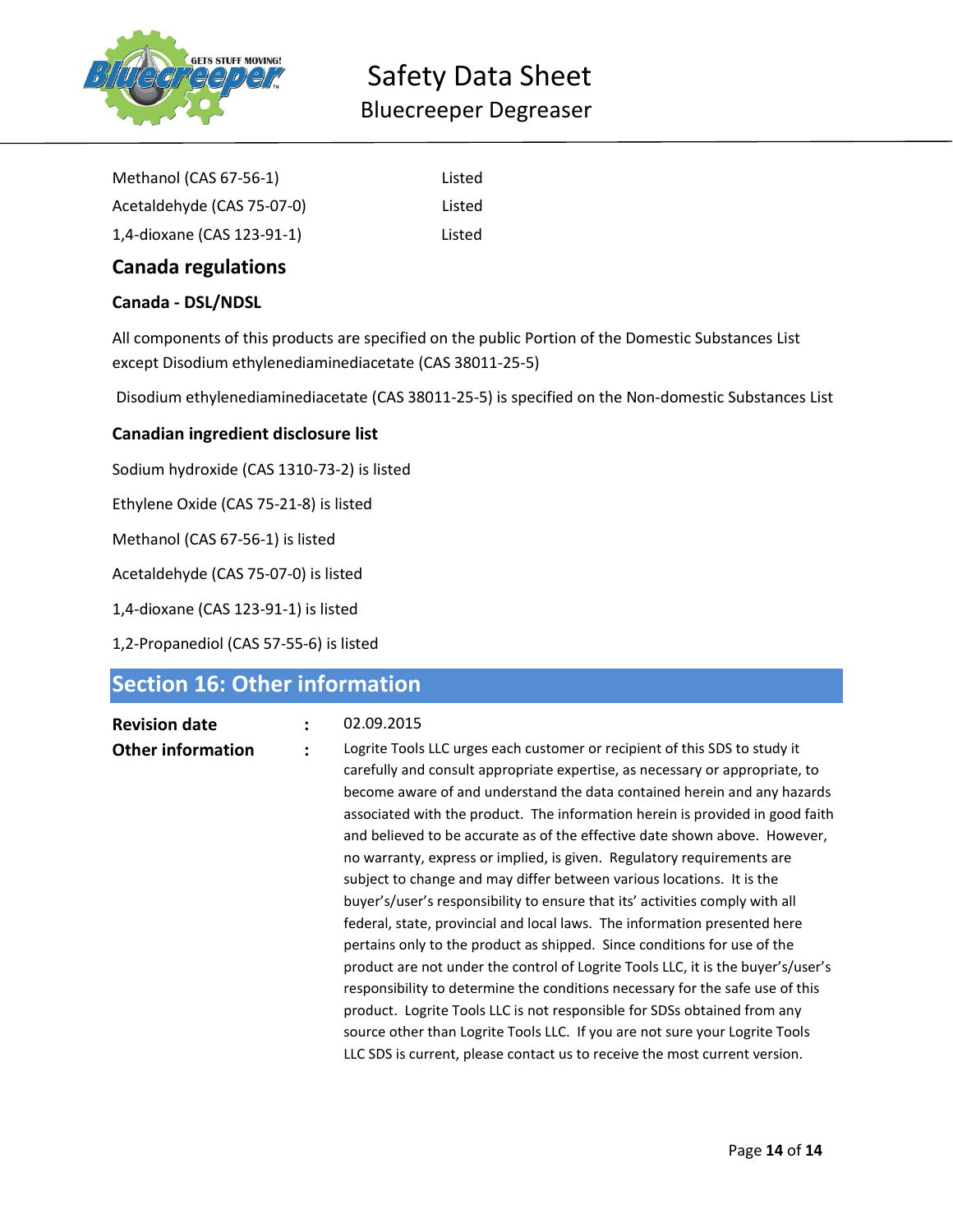| | |
|---|---|
| Methanol (CAS 67-56-1) | Listed |
| Acetaldehyde (CAS 75-07-0) | Listed |
| 1,4-dioxane (CAS 123-91-1) | Listed |

## Canada regulations

### Canada - DSL/NDSL

All components of this products are specified on the public Portion of the Domestic Substances List except Disodium ethylenediaminediacetate (CAS 38011-25-5)

Disodium ethylenediaminediacetate (CAS 38011-25-5) is specified on the Non-domestic Substances List

### Canadian ingredient disclosure list

Sodium hydroxide (CAS 1310-73-2) is listed

Ethylene Oxide (CAS 75-21-8) is listed

Methanol (CAS 67-56-1) is listed

Acetaldehyde (CAS 75-07-0) is listed

1,4-dioxane (CAS 123-91-1) is listed

1,2-Propanediol (CAS 57-55-6) is listed

## Section 16: Other information

**Revision date** : 02.09.2015

**Other information** : Logrite Tools LLC urges each customer or recipient of this SDS to study it carefully and consult appropriate expertise, as necessary or appropriate, to become aware of and understand the data contained herein and any hazards associated with the product. The information herein is provided in good faith and believed to be accurate as of the effective date shown above. However, no warranty, express or implied, is given. Regulatory requirements are subject to change and may differ between various locations. It is the buyer's/user's responsibility to ensure that its' activities comply with all federal, state, provincial and local laws. The information presented here pertains only to the product as shipped. Since conditions for use of the product are not under the control of Logrite Tools LLC, it is the buyer's/user's responsibility to determine the conditions necessary for the safe use of this product. Logrite Tools LLC is not responsible for SDSs obtained from any source other than Logrite Tools LLC. If you are not sure your Logrite Tools LLC SDS is current, please contact us to receive the most current version.